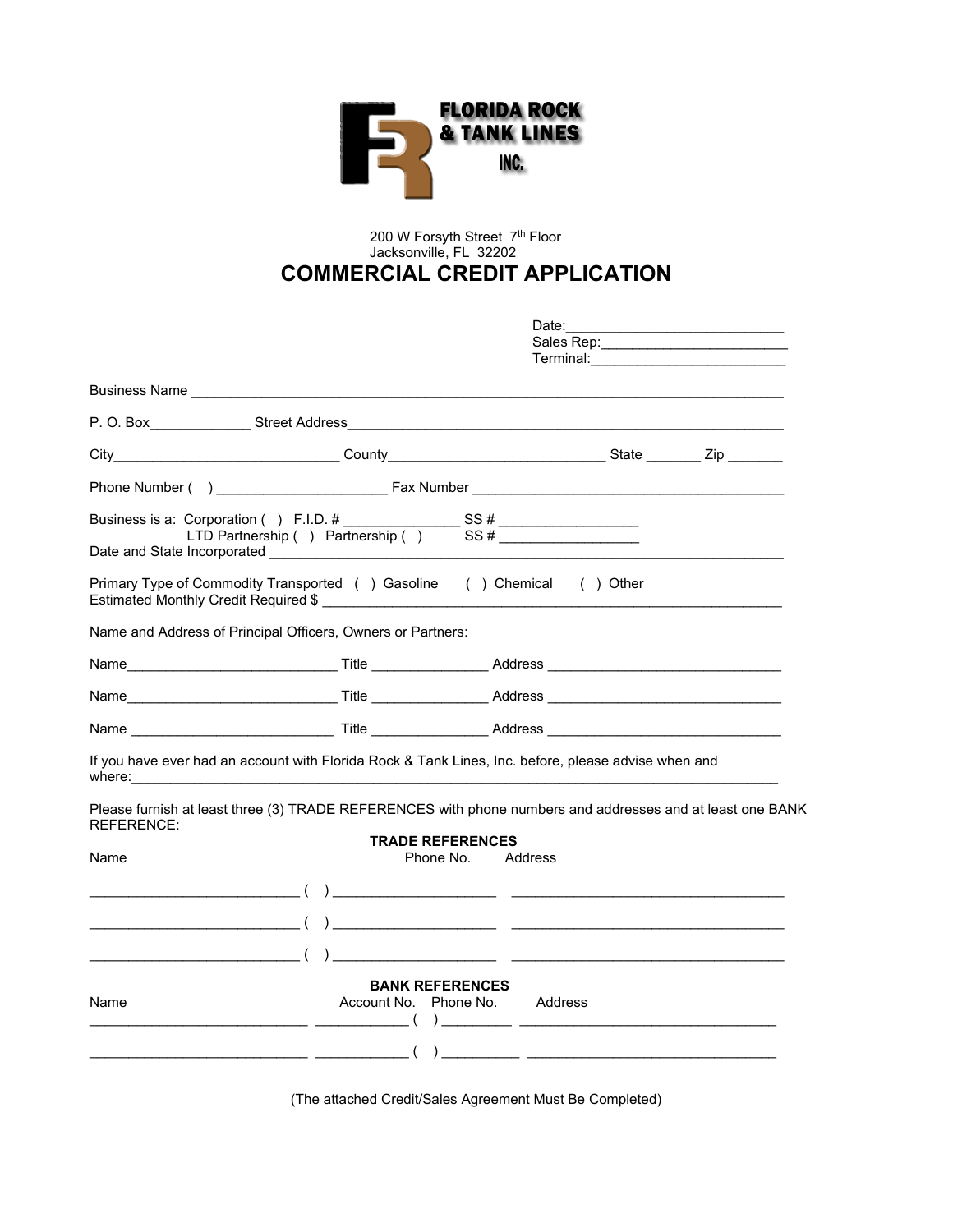FLORIDA ROCK & TANK LINES INC.

200 W Forsyth Street 7th Floor
Jacksonville, FL 32202

# COMMERCIAL CREDIT APPLICATION

Date:___________________________
Sales Rep:________________________
Terminal:_________________________

Business Name ___________________________________________________________________________

P. O. Box_____________ Street Address_________________________________________________________

City_____________________________ County___________________________ State _______ Zip _______

Phone Number ( ) _____________________ Fax Number _______________________________________

Business is a: Corporation ( ) F.I.D. # _______________ SS # __________________
LTD Partnership ( ) Partnership ( ) SS # __________________
Date and State Incorporated ______________________________________________________________

Primary Type of Commodity Transported ( ) Gasoline ( ) Chemical ( ) Other
Estimated Monthly Credit Required $ ___________________________________________________________

Name and Address of Principal Officers, Owners or Partners:

Name___________________________ Title _______________ Address ______________________________

Name___________________________ Title _______________ Address ______________________________

Name ___________________________ Title _______________ Address ______________________________

If you have ever had an account with Florida Rock & Tank Lines, Inc. before, please advise when and where:_______________________________________________________________________________

Please furnish at least three (3) TRADE REFERENCES with phone numbers and addresses and at least one BANK REFERENCE:

**TRADE REFERENCES**

| Name | Phone No. | Address |
|---|---|---|
| ___________________________ | ( ) ____________________ | ___________________________________ |
| ___________________________ | ( ) ____________________ | ___________________________________ |
| ___________________________ | ( ) ____________________ | ___________________________________ |

**BANK REFERENCES**

| Name | Account No. | Phone No. | Address |
|---|---|---|---|
| ____________________________ | ____________ | ( ) _________ | __________________________________ |
| ____________________________ | ____________ | ( ) __________ | ________________________________ |

(The attached Credit/Sales Agreement Must Be Completed)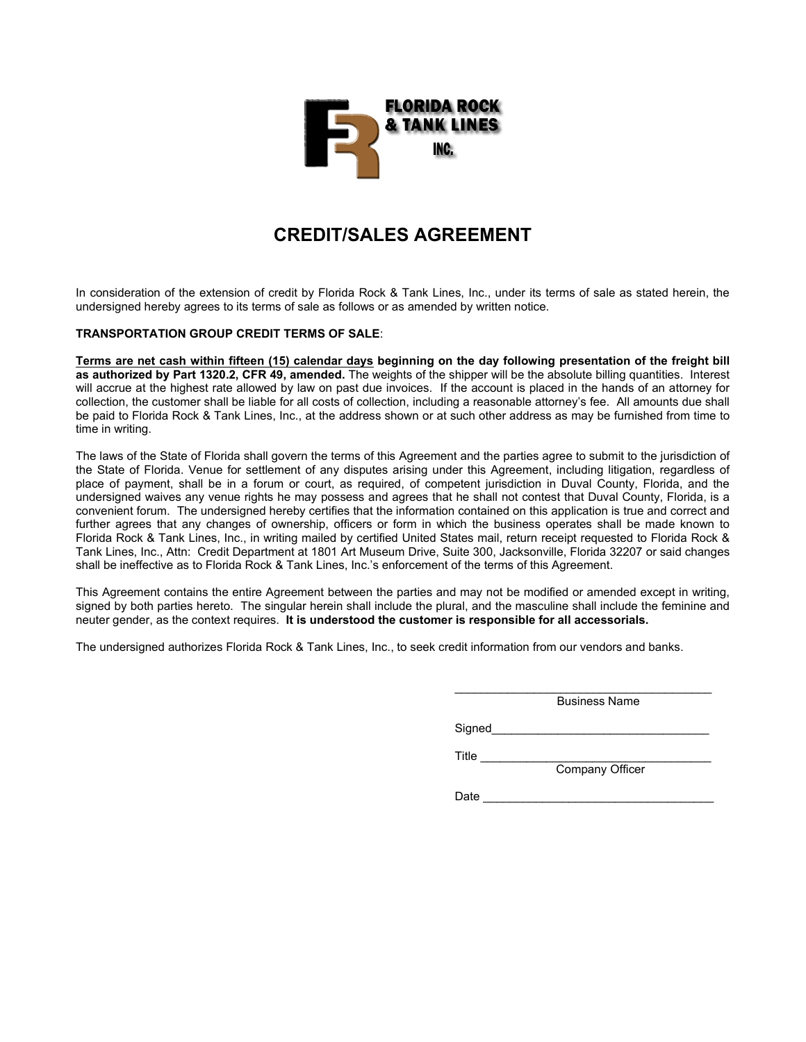FLORIDA ROCK & TANK LINES INC.

# CREDIT/SALES AGREEMENT

In consideration of the extension of credit by Florida Rock & Tank Lines, Inc., under its terms of sale as stated herein, the undersigned hereby agrees to its terms of sale as follows or as amended by written notice.

**TRANSPORTATION GROUP CREDIT TERMS OF SALE**:

**<u>Terms are net cash within fifteen (15) calendar days</u> beginning on the day following presentation of the freight bill as authorized by Part 1320.2, CFR 49, amended.** The weights of the shipper will be the absolute billing quantities. Interest will accrue at the highest rate allowed by law on past due invoices. If the account is placed in the hands of an attorney for collection, the customer shall be liable for all costs of collection, including a reasonable attorney's fee. All amounts due shall be paid to Florida Rock & Tank Lines, Inc., at the address shown or at such other address as may be furnished from time to time in writing.

The laws of the State of Florida shall govern the terms of this Agreement and the parties agree to submit to the jurisdiction of the State of Florida. Venue for settlement of any disputes arising under this Agreement, including litigation, regardless of place of payment, shall be in a forum or court, as required, of competent jurisdiction in Duval County, Florida, and the undersigned waives any venue rights he may possess and agrees that he shall not contest that Duval County, Florida, is a convenient forum. The undersigned hereby certifies that the information contained on this application is true and correct and further agrees that any changes of ownership, officers or form in which the business operates shall be made known to Florida Rock & Tank Lines, Inc., in writing mailed by certified United States mail, return receipt requested to Florida Rock & Tank Lines, Inc., Attn: Credit Department at 1801 Art Museum Drive, Suite 300, Jacksonville, Florida 32207 or said changes shall be ineffective as to Florida Rock & Tank Lines, Inc.'s enforcement of the terms of this Agreement.

This Agreement contains the entire Agreement between the parties and may not be modified or amended except in writing, signed by both parties hereto. The singular herein shall include the plural, and the masculine shall include the feminine and neuter gender, as the context requires. **It is understood the customer is responsible for all accessorials.**

The undersigned authorizes Florida Rock & Tank Lines, Inc., to seek credit information from our vendors and banks.

\_\_\_\_\_\_\_\_\_\_\_\_\_\_\_\_\_\_\_\_\_\_\_\_\_\_\_\_\_\_\_\_\_\_\_\_\_\_\_\_
Business Name

Signed\_\_\_\_\_\_\_\_\_\_\_\_\_\_\_\_\_\_\_\_\_\_\_\_\_\_\_\_\_\_\_\_\_\_

Title \_\_\_\_\_\_\_\_\_\_\_\_\_\_\_\_\_\_\_\_\_\_\_\_\_\_\_\_\_\_\_\_\_\_\_\_
Company Officer

Date \_\_\_\_\_\_\_\_\_\_\_\_\_\_\_\_\_\_\_\_\_\_\_\_\_\_\_\_\_\_\_\_\_\_\_\_